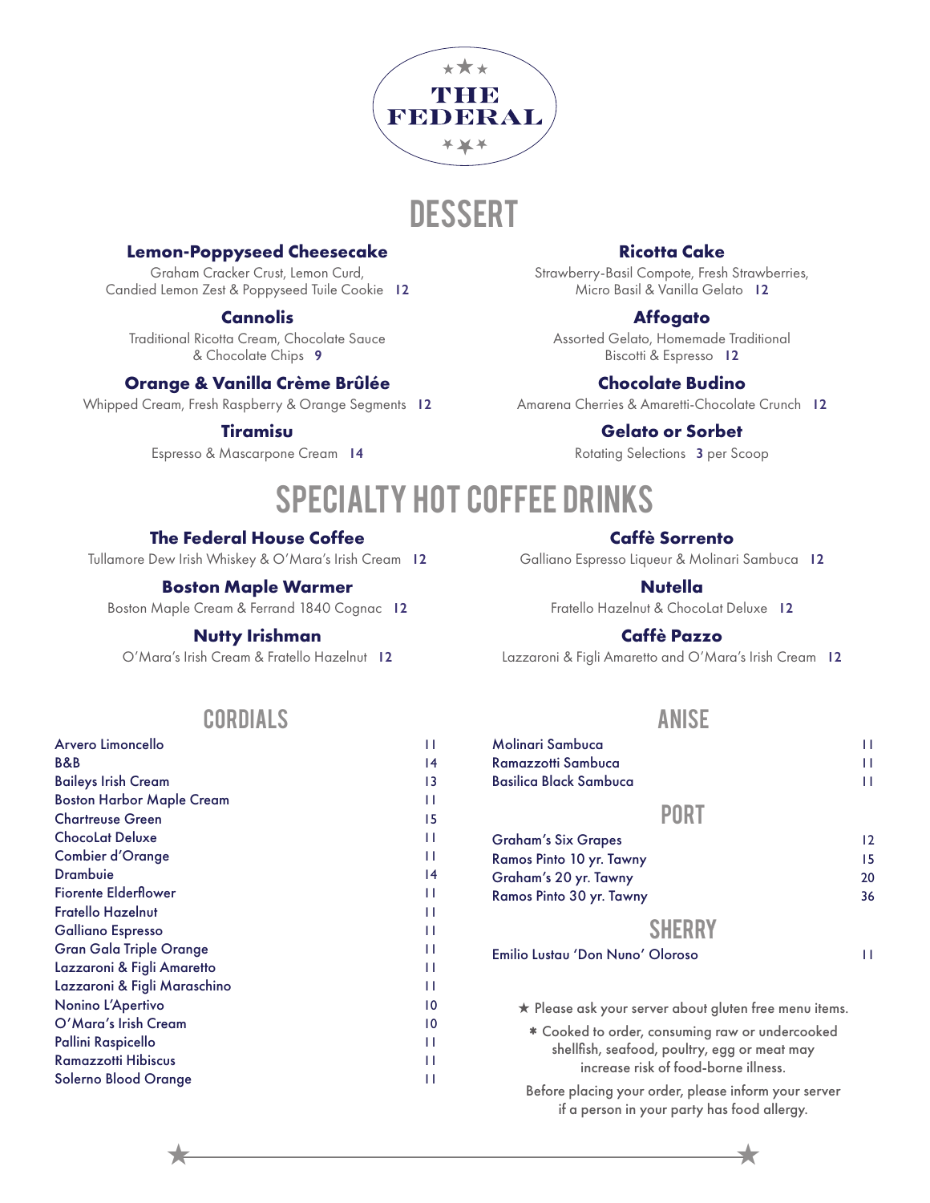# THE FEDERAL

## DESSERT

### Lemon-Poppyseed Cheesecake
Graham Cracker Crust, Lemon Curd, Candied Lemon Zest & Poppyseed Tuile Cookie **12**

### Cannolis
Traditional Ricotta Cream, Chocolate Sauce & Chocolate Chips **9**

### Orange & Vanilla Crème Brûlée
Whipped Cream, Fresh Raspberry & Orange Segments **12**

### Tiramisu
Espresso & Mascarpone Cream **14**

### Ricotta Cake
Strawberry-Basil Compote, Fresh Strawberries, Micro Basil & Vanilla Gelato **12**

### Affogato
Assorted Gelato, Homemade Traditional Biscotti & Espresso **12**

### Chocolate Budino
Amarena Cherries & Amaretti-Chocolate Crunch **12**

### Gelato or Sorbet
Rotating Selections **3** per Scoop

## SPECIALTY HOT COFFEE DRINKS

### The Federal House Coffee
Tullamore Dew Irish Whiskey & O'Mara's Irish Cream **12**

### Boston Maple Warmer
Boston Maple Cream & Ferrand 1840 Cognac **12**

### Nutty Irishman
O'Mara's Irish Cream & Fratello Hazelnut **12**

### Caffè Sorrento
Galliano Espresso Liqueur & Molinari Sambuca **12**

### Nutella
Fratello Hazelnut & ChocoLat Deluxe **12**

### Caffè Pazzo
Lazzaroni & Figli Amaretto and O'Mara's Irish Cream **12**

## CORDIALS

| | |
|---|---|
| Arvero Limoncello | 11 |
| B&B | 14 |
| Baileys Irish Cream | 13 |
| Boston Harbor Maple Cream | 11 |
| Chartreuse Green | 15 |
| ChocoLat Deluxe | 11 |
| Combier d'Orange | 11 |
| Drambuie | 14 |
| Fiorente Elderflower | 11 |
| Fratello Hazelnut | 11 |
| Galliano Espresso | 11 |
| Gran Gala Triple Orange | 11 |
| Lazzaroni & Figli Amaretto | 11 |
| Lazzaroni & Figli Maraschino | 11 |
| Nonino L'Apertivo | 10 |
| O'Mara's Irish Cream | 10 |
| Pallini Raspicello | 11 |
| Ramazzotti Hibiscus | 11 |
| Solerno Blood Orange | 11 |

## ANISE

| | |
|---|---|
| Molinari Sambuca | 11 |
| Ramazzotti Sambuca | 11 |
| Basilica Black Sambuca | 11 |

## PORT

| | |
|---|---|
| Graham's Six Grapes | 12 |
| Ramos Pinto 10 yr. Tawny | 15 |
| Graham's 20 yr. Tawny | 20 |
| Ramos Pinto 30 yr. Tawny | 36 |

## SHERRY

| | |
|---|---|
| Emilio Lustau 'Don Nuno' Oloroso | 11 |

★ Please ask your server about gluten free menu items.

✱ Cooked to order, consuming raw or undercooked shellfish, seafood, poultry, egg or meat may increase risk of food-borne illness.

Before placing your order, please inform your server if a person in your party has food allergy.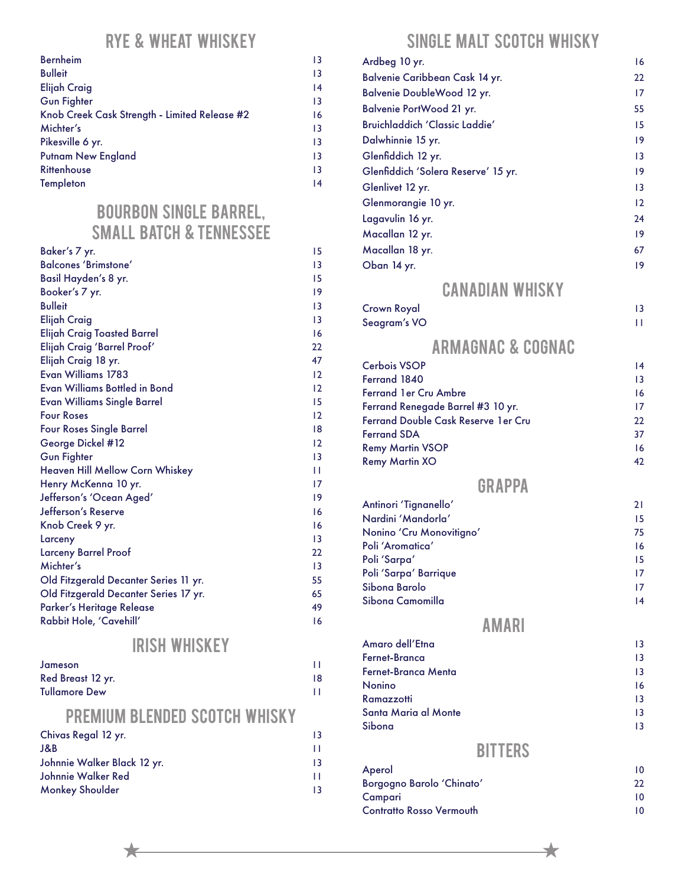## RYE & WHEAT WHISKEY

| | |
|---|---|
| Bernheim | 13 |
| Bulleit | 13 |
| Elijah Craig | 14 |
| Gun Fighter | 13 |
| Knob Creek Cask Strength - Limited Release #2 | 16 |
| Michter's | 13 |
| Pikesville 6 yr. | 13 |
| Putnam New England | 13 |
| Rittenhouse | 13 |
| Templeton | 14 |

## BOURBON SINGLE BARREL, SMALL BATCH & TENNESSEE

| | |
|---|---|
| Baker's 7 yr. | 15 |
| Balcones 'Brimstone' | 13 |
| Basil Hayden's 8 yr. | 15 |
| Booker's 7 yr. | 19 |
| Bulleit | 13 |
| Elijah Craig | 13 |
| Elijah Craig Toasted Barrel | 16 |
| Elijah Craig 'Barrel Proof' | 22 |
| Elijah Craig 18 yr. | 47 |
| Evan Williams 1783 | 12 |
| Evan Williams Bottled in Bond | 12 |
| Evan Williams Single Barrel | 15 |
| Four Roses | 12 |
| Four Roses Single Barrel | 18 |
| George Dickel #12 | 12 |
| Gun Fighter | 13 |
| Heaven Hill Mellow Corn Whiskey | 11 |
| Henry McKenna 10 yr. | 17 |
| Jefferson's 'Ocean Aged' | 19 |
| Jefferson's Reserve | 16 |
| Knob Creek 9 yr. | 16 |
| Larceny | 13 |
| Larceny Barrel Proof | 22 |
| Michter's | 13 |
| Old Fitzgerald Decanter Series 11 yr. | 55 |
| Old Fitzgerald Decanter Series 17 yr. | 65 |
| Parker's Heritage Release | 49 |
| Rabbit Hole, 'Cavehill' | 16 |

## IRISH WHISKEY

| | |
|---|---|
| Jameson | 11 |
| Red Breast 12 yr. | 18 |
| Tullamore Dew | 11 |

## PREMIUM BLENDED SCOTCH WHISKY

| | |
|---|---|
| Chivas Regal 12 yr. | 13 |
| J&B | 11 |
| Johnnie Walker Black 12 yr. | 13 |
| Johnnie Walker Red | 11 |
| Monkey Shoulder | 13 |

## SINGLE MALT SCOTCH WHISKY

| | |
|---|---|
| Ardbeg 10 yr. | 16 |
| Balvenie Caribbean Cask 14 yr. | 22 |
| Balvenie DoubleWood 12 yr. | 17 |
| Balvenie PortWood 21 yr. | 55 |
| Bruichladdich 'Classic Laddie' | 15 |
| Dalwhinnie 15 yr. | 19 |
| Glenfiddich 12 yr. | 13 |
| Glenfiddich 'Solera Reserve' 15 yr. | 19 |
| Glenlivet 12 yr. | 13 |
| Glenmorangie 10 yr. | 12 |
| Lagavulin 16 yr. | 24 |
| Macallan 12 yr. | 19 |
| Macallan 18 yr. | 67 |
| Oban 14 yr. | 19 |

## CANADIAN WHISKY

| | |
|---|---|
| Crown Royal | 13 |
| Seagram's VO | 11 |

## ARMAGNAC & COGNAC

| | |
|---|---|
| Cerbois VSOP | 14 |
| Ferrand 1840 | 13 |
| Ferrand 1er Cru Ambre | 16 |
| Ferrand Renegade Barrel #3 10 yr. | 17 |
| Ferrand Double Cask Reserve 1er Cru | 22 |
| Ferrand SDA | 37 |
| Remy Martin VSOP | 16 |
| Remy Martin XO | 42 |

## GRAPPA

| | |
|---|---|
| Antinori 'Tignanello' | 21 |
| Nardini 'Mandorla' | 15 |
| Nonino 'Cru Monovitigno' | 75 |
| Poli 'Aromatica' | 16 |
| Poli 'Sarpa' | 15 |
| Poli 'Sarpa' Barrique | 17 |
| Sibona Barolo | 17 |
| Sibona Camomilla | 14 |

## AMARI

| | |
|---|---|
| Amaro dell'Etna | 13 |
| Fernet-Branca | 13 |
| Fernet-Branca Menta | 13 |
| Nonino | 16 |
| Ramazzotti | 13 |
| Santa Maria al Monte | 13 |
| Sibona | 13 |

## BITTERS

| | |
|---|---|
| Aperol | 10 |
| Borgogno Barolo 'Chinato' | 22 |
| Campari | 10 |
| Contratto Rosso Vermouth | 10 |